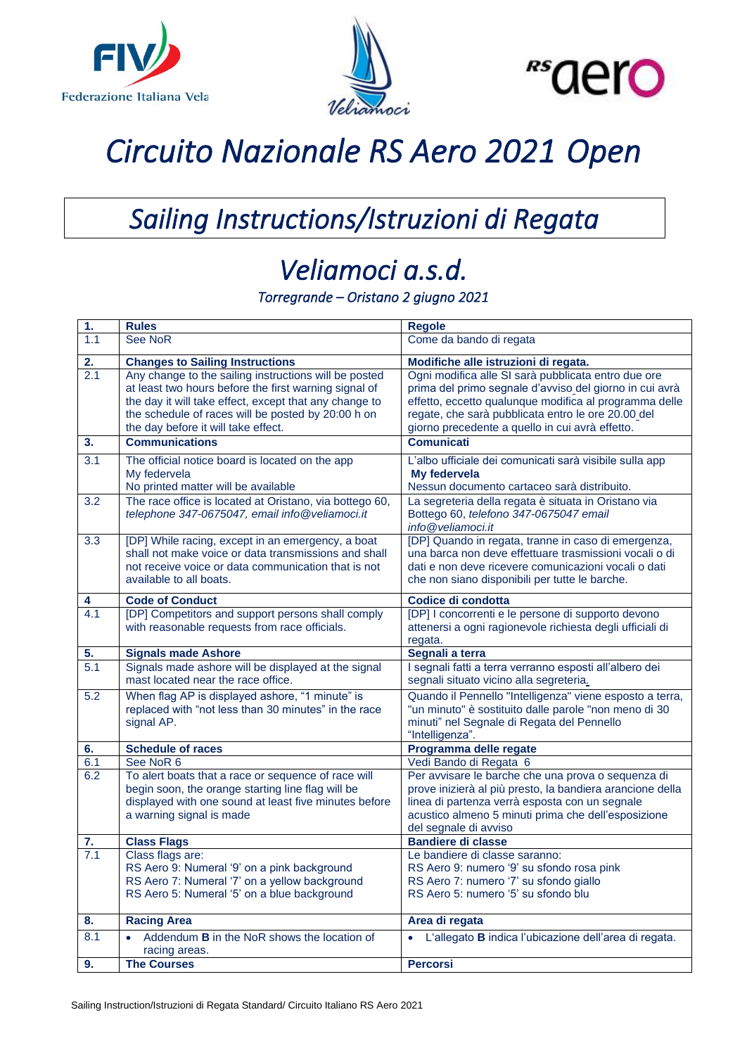# *Circuito Nazionale RS Aero 2021 Open*

## *Sailing Instructions/Istruzioni di Regata*

## *Veliamoci a.s.d.*

*Torregrande – Oristano 2 giugno 2021*

| | | |
|---|---|---|
| **1.** | **Rules** | **Regole** |
| 1.1 | See NoR | Come da bando di regata |
| **2.** | **Changes to Sailing Instructions** | **Modifiche alle istruzioni di regata.** |
| 2.1 | Any change to the sailing instructions will be posted at least two hours before the first warning signal of the day it will take effect, except that any change to the schedule of races will be posted by 20:00 h on the day before it will take effect. | Ogni modifica alle SI sarà pubblicata entro due ore prima del primo segnale d'avviso del giorno in cui avrà effetto, eccetto qualunque modifica al programma delle regate, che sarà pubblicata entro le ore 20.00 del giorno precedente a quello in cui avrà effetto. |
| **3.** | **Communications** | **Comunicati** |
| 3.1 | The official notice board is located on the app My federvela<br>No printed matter will be available | L'albo ufficiale dei comunicati sarà visibile sulla app **My federvela**<br>Nessun documento cartaceo sarà distribuito. |
| 3.2 | The race office is located at Oristano, via bottego 60, *telephone 347-0675047, email info@veliamoci.it* | La segreteria della regata è situata in Oristano via Bottego 60, *telefono 347-0675047 email info@veliamoci.it* |
| 3.3 | [DP] While racing, except in an emergency, a boat shall not make voice or data transmissions and shall not receive voice or data communication that is not available to all boats. | [DP] Quando in regata, tranne in caso di emergenza, una barca non deve effettuare trasmissioni vocali o di dati e non deve ricevere comunicazioni vocali o dati che non siano disponibili per tutte le barche. |
| **4** | **Code of Conduct** | **Codice di condotta** |
| 4.1 | [DP] Competitors and support persons shall comply with reasonable requests from race officials. | [DP] I concorrenti e le persone di supporto devono attenersi a ogni ragionevole richiesta degli ufficiali di regata. |
| **5.** | **Signals made Ashore** | **Segnali a terra** |
| 5.1 | Signals made ashore will be displayed at the signal mast located near the race office. | I segnali fatti a terra verranno esposti all'albero dei segnali situato vicino alla segreteria. |
| 5.2 | When flag AP is displayed ashore, "1 minute" is replaced with "not less than 30 minutes" in the race signal AP. | Quando il Pennello "Intelligenza" viene esposto a terra, "un minuto" è sostituito dalle parole "non meno di 30 minuti" nel Segnale di Regata del Pennello "Intelligenza". |
| **6.** | **Schedule of races** | **Programma delle regate** |
| 6.1 | See NoR 6 | Vedi Bando di Regata 6 |
| 6.2 | To alert boats that a race or sequence of race will begin soon, the orange starting line flag will be displayed with one sound at least five minutes before a warning signal is made | Per avvisare le barche che una prova o sequenza di prove inizierà al più presto, la bandiera arancione della linea di partenza verrà esposta con un segnale acustico almeno 5 minuti prima che dell'esposizione del segnale di avviso |
| **7.** | **Class Flags** | **Bandiere di classe** |
| 7.1 | Class flags are:<br>RS Aero 9: Numeral '9' on a pink background<br>RS Aero 7: Numeral '7' on a yellow background<br>RS Aero 5: Numeral '5' on a blue background | Le bandiere di classe saranno:<br>RS Aero 9: numero '9' su sfondo rosa pink<br>RS Aero 7: numero '7' su sfondo giallo<br>RS Aero 5: numero '5' su sfondo blu |
| **8.** | **Racing Area** | **Area di regata** |
| 8.1 | • Addendum **B** in the NoR shows the location of racing areas. | • L'allegato **B** indica l'ubicazione dell'area di regata. |
| **9.** | **The Courses** | **Percorsi** |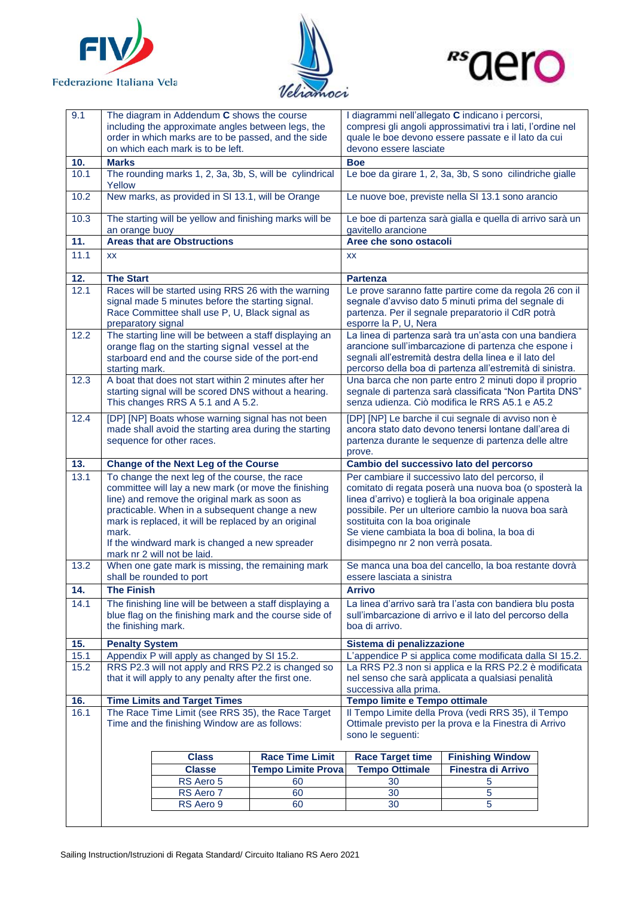| | | |
|---|---|---|
| 9.1 | The diagram in Addendum **C** shows the course including the approximate angles between legs, the order in which marks are to be passed, and the side on which each mark is to be left. | I diagrammi nell'allegato **C** indicano i percorsi, compresi gli angoli approssimativi tra i lati, l'ordine nel quale le boe devono essere passate e il lato da cui devono essere lasciate |
| **10.** | **Marks** | **Boe** |
| 10.1 | The rounding marks 1, 2, 3a, 3b, S, will be cylindrical Yellow | Le boe da girare 1, 2, 3a, 3b, S sono cilindriche gialle |
| 10.2 | New marks, as provided in SI 13.1, will be Orange | Le nuove boe, previste nella SI 13.1 sono arancio |
| 10.3 | The starting will be yellow and finishing marks will be an orange buoy | Le boe di partenza sarà gialla e quella di arrivo sarà un gavitello arancione |
| **11.** | **Areas that are Obstructions** | **Aree che sono ostacoli** |
| 11.1 | xx | xx |
| **12.** | **The Start** | **Partenza** |
| 12.1 | Races will be started using RRS 26 with the warning signal made 5 minutes before the starting signal. Race Committee shall use P, U, Black signal as preparatory signal | Le prove saranno fatte partire come da regola 26 con il segnale d'avviso dato 5 minuti prima del segnale di partenza. Per il segnale preparatorio il CdR potrà esporre la P, U, Nera |
| 12.2 | The starting line will be between a staff displaying an orange flag on the starting signal vessel at the starboard end and the course side of the port-end starting mark. | La linea di partenza sarà tra un'asta con una bandiera arancione sull'imbarcazione di partenza che espone i segnali all'estremità destra della linea e il lato del percorso della boa di partenza all'estremità di sinistra. |
| 12.3 | A boat that does not start within 2 minutes after her starting signal will be scored DNS without a hearing. This changes RRS A 5.1 and A 5.2. | Una barca che non parte entro 2 minuti dopo il proprio segnale di partenza sarà classificata "Non Partita DNS" senza udienza. Ciò modifica le RRS A5.1 e A5.2 |
| 12.4 | [DP] [NP] Boats whose warning signal has not been made shall avoid the starting area during the starting sequence for other races. | [DP] [NP] Le barche il cui segnale di avviso non è ancora stato dato devono tenersi lontane dall'area di partenza durante le sequenze di partenza delle altre prove. |
| **13.** | **Change of the Next Leg of the Course** | **Cambio del successivo lato del percorso** |
| 13.1 | To change the next leg of the course, the race committee will lay a new mark (or move the finishing line) and remove the original mark as soon as practicable. When in a subsequent change a new mark is replaced, it will be replaced by an original mark.<br>If the windward mark is changed a new spreader mark nr 2 will not be laid. | Per cambiare il successivo lato del percorso, il comitato di regata poserà una nuova boa (o sposterà la linea d'arrivo) e toglierà la boa originale appena possibile. Per un ulteriore cambio la nuova boa sarà sostituita con la boa originale<br>Se viene cambiata la boa di bolina, la boa di disimpegno nr 2 non verrà posata. |
| 13.2 | When one gate mark is missing, the remaining mark shall be rounded to port | Se manca una boa del cancello, la boa restante dovrà essere lasciata a sinistra |
| **14.** | **The Finish** | **Arrivo** |
| 14.1 | The finishing line will be between a staff displaying a blue flag on the finishing mark and the course side of the finishing mark. | La linea d'arrivo sarà tra l'asta con bandiera blu posta sull'imbarcazione di arrivo e il lato del percorso della boa di arrivo. |
| **15.** | **Penalty System** | **Sistema di penalizzazione** |
| 15.1 | Appendix P will apply as changed by SI 15.2. | L'appendice P si applica come modificata dalla SI 15.2. |
| 15.2 | RRS P2.3 will not apply and RRS P2.2 is changed so that it will apply to any penalty after the first one. | La RRS P2.3 non si applica e la RRS P2.2 è modificata nel senso che sarà applicata a qualsiasi penalità successiva alla prima. |
| **16.** | **Time Limits and Target Times** | **Tempo limite e Tempo ottimale** |
| 16.1 | The Race Time Limit (see RRS 35), the Race Target Time and the finishing Window are as follows: | Il Tempo Limite della Prova (vedi RRS 35), il Tempo Ottimale previsto per la prova e la Finestra di Arrivo sono le seguenti: |

| Class | Race Time Limit | Race Target time | Finishing Window |
|---|---|---|---|
| **Classe** | **Tempo Limite Prova** | **Tempo Ottimale** | **Finestra di Arrivo** |
| RS Aero 5 | 60 | 30 | 5 |
| RS Aero 7 | 60 | 30 | 5 |
| RS Aero 9 | 60 | 30 | 5 |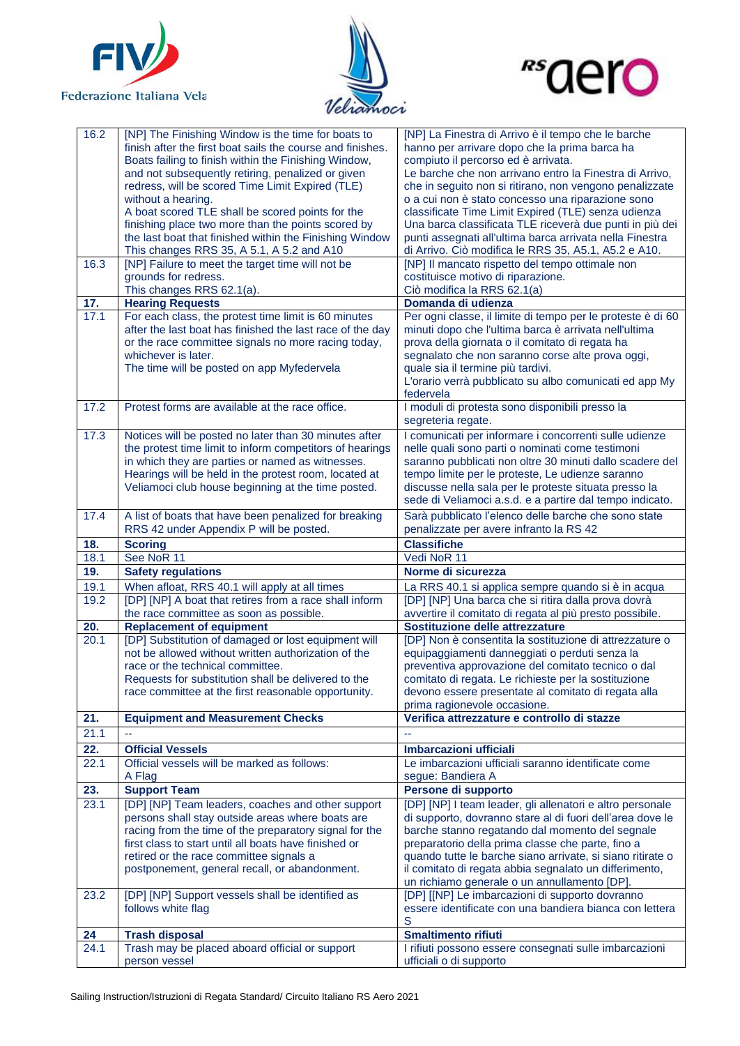| | | |
|---|---|---|
| 16.2 | [NP] The Finishing Window is the time for boats to finish after the first boat sails the course and finishes. Boats failing to finish within the Finishing Window, and not subsequently retiring, penalized or given redress, will be scored Time Limit Expired (TLE) without a hearing.<br>A boat scored TLE shall be scored points for the finishing place two more than the points scored by the last boat that finished within the Finishing Window<br>This changes RRS 35, A 5.1, A 5.2 and A10 | [NP] La Finestra di Arrivo è il tempo che le barche hanno per arrivare dopo che la prima barca ha compiuto il percorso ed è arrivata.<br>Le barche che non arrivano entro la Finestra di Arrivo, che in seguito non si ritirano, non vengono penalizzate o a cui non è stato concesso una riparazione sono classificate Time Limit Expired (TLE) senza udienza<br>Una barca classificata TLE riceverà due punti in più dei punti assegnati all'ultima barca arrivata nella Finestra di Arrivo. Ciò modifica le RRS 35, A5.1, A5.2 e A10. |
| 16.3 | [NP] Failure to meet the target time will not be grounds for redress.<br>This changes RRS 62.1(a). | [NP] Il mancato rispetto del tempo ottimale non costituisce motivo di riparazione.<br>Ciò modifica la RRS 62.1(a) |
| **17.** | **Hearing Requests** | **Domanda di udienza** |
| 17.1 | For each class, the protest time limit is 60 minutes after the last boat has finished the last race of the day or the race committee signals no more racing today, whichever is later.<br>The time will be posted on app Myfedervela | Per ogni classe, il limite di tempo per le proteste è di 60 minuti dopo che l'ultima barca è arrivata nell'ultima prova della giornata o il comitato di regata ha segnalato che non saranno corse alte prova oggi, quale sia il termine più tardivi.<br>L'orario verrà pubblicato su albo comunicati ed app My federvela |
| 17.2 | Protest forms are available at the race office. | I moduli di protesta sono disponibili presso la segreteria regate. |
| 17.3 | Notices will be posted no later than 30 minutes after the protest time limit to inform competitors of hearings in which they are parties or named as witnesses. Hearings will be held in the protest room, located at Veliamoci club house beginning at the time posted. | I comunicati per informare i concorrenti sulle udienze nelle quali sono parti o nominati come testimoni saranno pubblicati non oltre 30 minuti dallo scadere del tempo limite per le proteste, Le udienze saranno discusse nella sala per le proteste situata presso la sede di Veliamoci a.s.d. e a partire dal tempo indicato. |
| 17.4 | A list of boats that have been penalized for breaking RRS 42 under Appendix P will be posted. | Sarà pubblicato l'elenco delle barche che sono state penalizzate per avere infranto la RS 42 |
| **18.** | **Scoring** | **Classifiche** |
| 18.1 | See NoR 11 | Vedi NoR 11 |
| **19.** | **Safety regulations** | **Norme di sicurezza** |
| 19.1 | When afloat, RRS 40.1 will apply at all times | La RRS 40.1 si applica sempre quando si è in acqua |
| 19.2 | [DP] [NP] A boat that retires from a race shall inform the race committee as soon as possible. | [DP] [NP] Una barca che si ritira dalla prova dovrà avvertire il comitato di regata al più presto possibile. |
| **20.** | **Replacement of equipment** | **Sostituzione delle attrezzature** |
| 20.1 | [DP] Substitution of damaged or lost equipment will not be allowed without written authorization of the race or the technical committee.<br>Requests for substitution shall be delivered to the race committee at the first reasonable opportunity. | [DP] Non è consentita la sostituzione di attrezzature o equipaggiamenti danneggiati o perduti senza la preventiva approvazione del comitato tecnico o dal comitato di regata. Le richieste per la sostituzione devono essere presentate al comitato di regata alla prima ragionevole occasione. |
| **21.** | **Equipment and Measurement Checks** | **Verifica attrezzature e controllo di stazze** |
| 21.1 | -- | -- |
| **22.** | **Official Vessels** | **Imbarcazioni ufficiali** |
| 22.1 | Official vessels will be marked as follows:<br>A Flag | Le imbarcazioni ufficiali saranno identificate come segue: Bandiera A |
| **23.** | **Support Team** | **Persone di supporto** |
| 23.1 | [DP] [NP] Team leaders, coaches and other support persons shall stay outside areas where boats are racing from the time of the preparatory signal for the first class to start until all boats have finished or retired or the race committee signals a postponement, general recall, or abandonment. | [DP] [NP] I team leader, gli allenatori e altro personale di supporto, dovranno stare al di fuori dell'area dove le barche stanno regatando dal momento del segnale preparatorio della prima classe che parte, fino a quando tutte le barche siano arrivate, si siano ritirate o il comitato di regata abbia segnalato un differimento, un richiamo generale o un annullamento [DP]. |
| 23.2 | [DP] [NP] Support vessels shall be identified as follows white flag | [DP] [[NP] Le imbarcazioni di supporto dovranno essere identificate con una bandiera bianca con lettera S |
| **24** | **Trash disposal** | **Smaltimento rifiuti** |
| 24.1 | Trash may be placed aboard official or support person vessel | I rifiuti possono essere consegnati sulle imbarcazioni ufficiali o di supporto |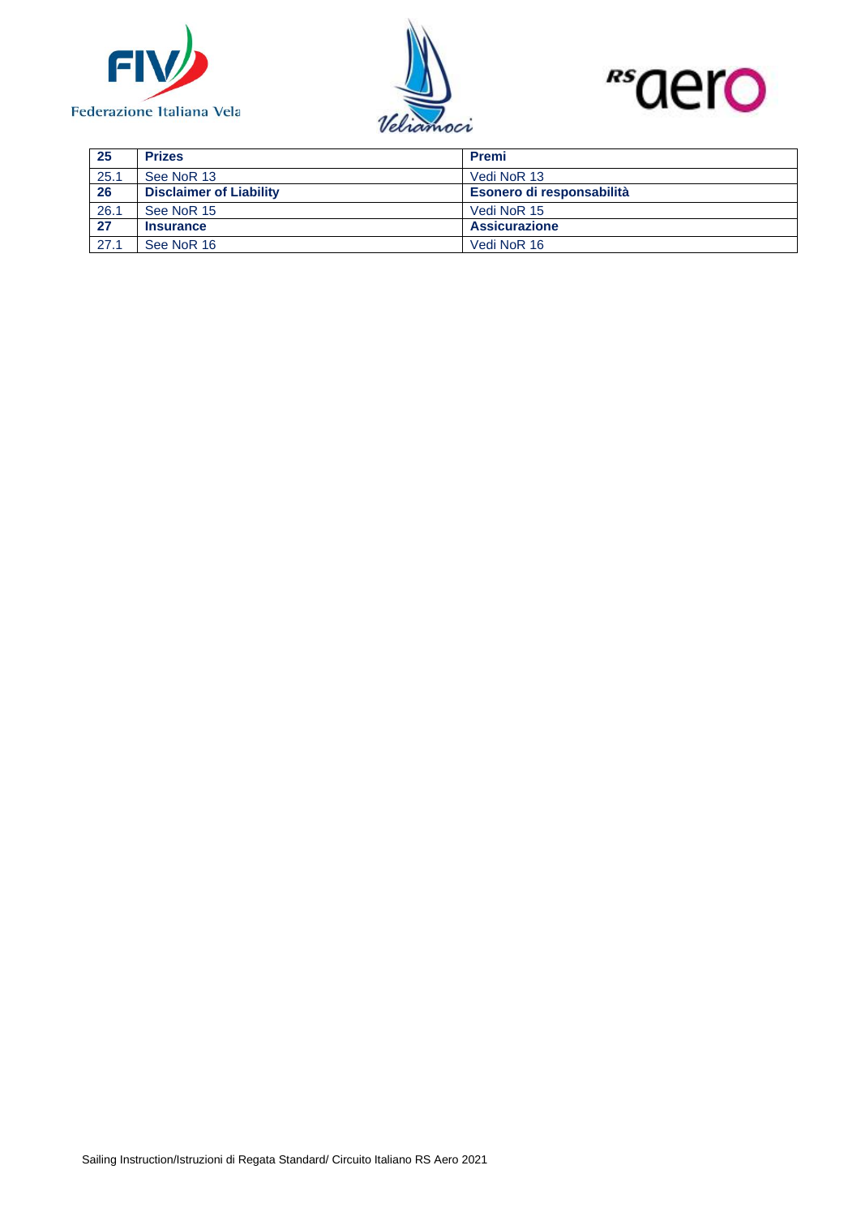| 25 | **Prizes** | **Premi** |
|---|---|---|
| 25.1 | See NoR 13 | Vedi NoR 13 |
| **26** | **Disclaimer of Liability** | **Esonero di responsabilità** |
| 26.1 | See NoR 15 | Vedi NoR 15 |
| **27** | **Insurance** | **Assicurazione** |
| 27.1 | See NoR 16 | Vedi NoR 16 |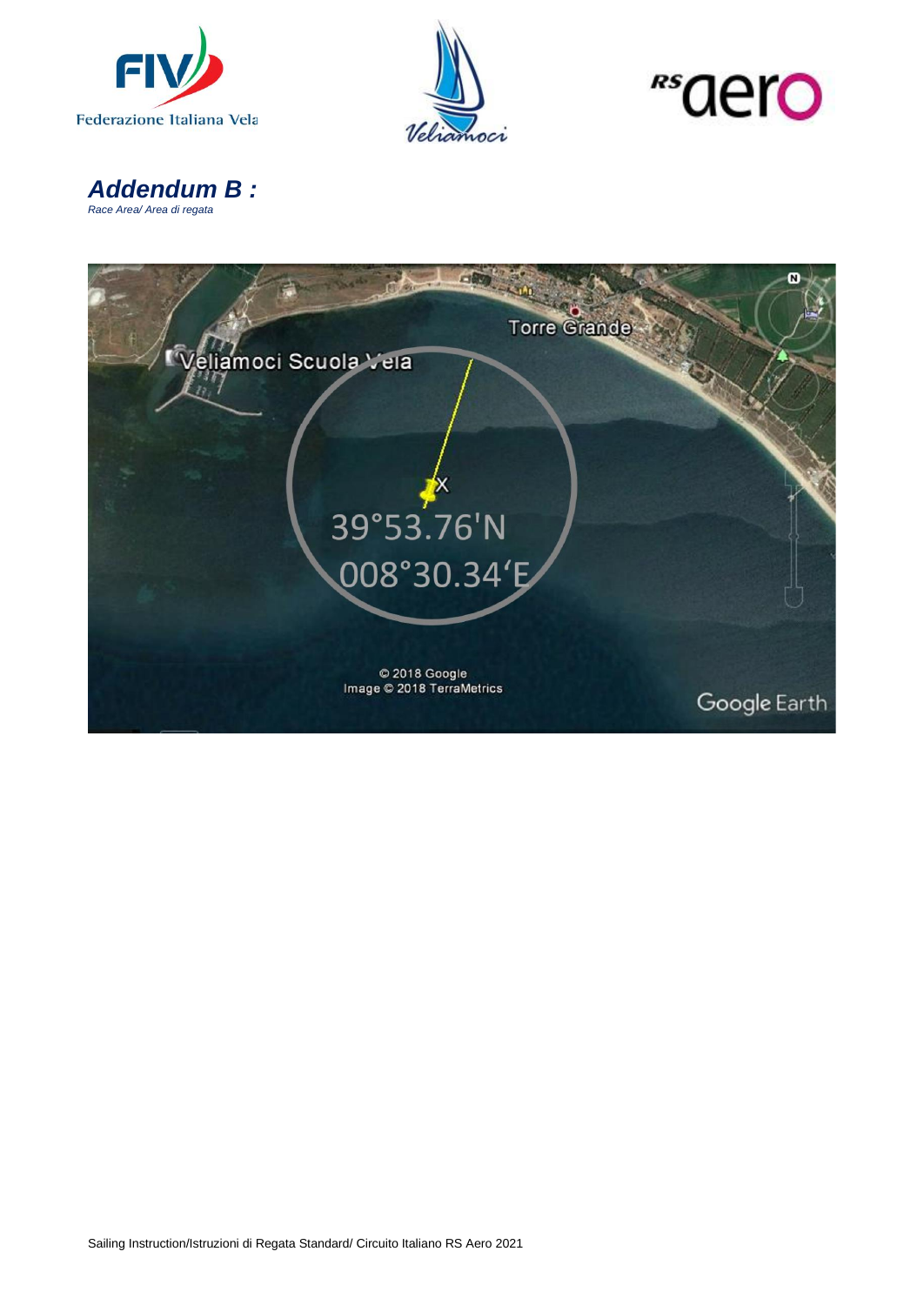## Addendum B :

*Race Area/ Area di regata*

39°53.76'N
008°30.34'E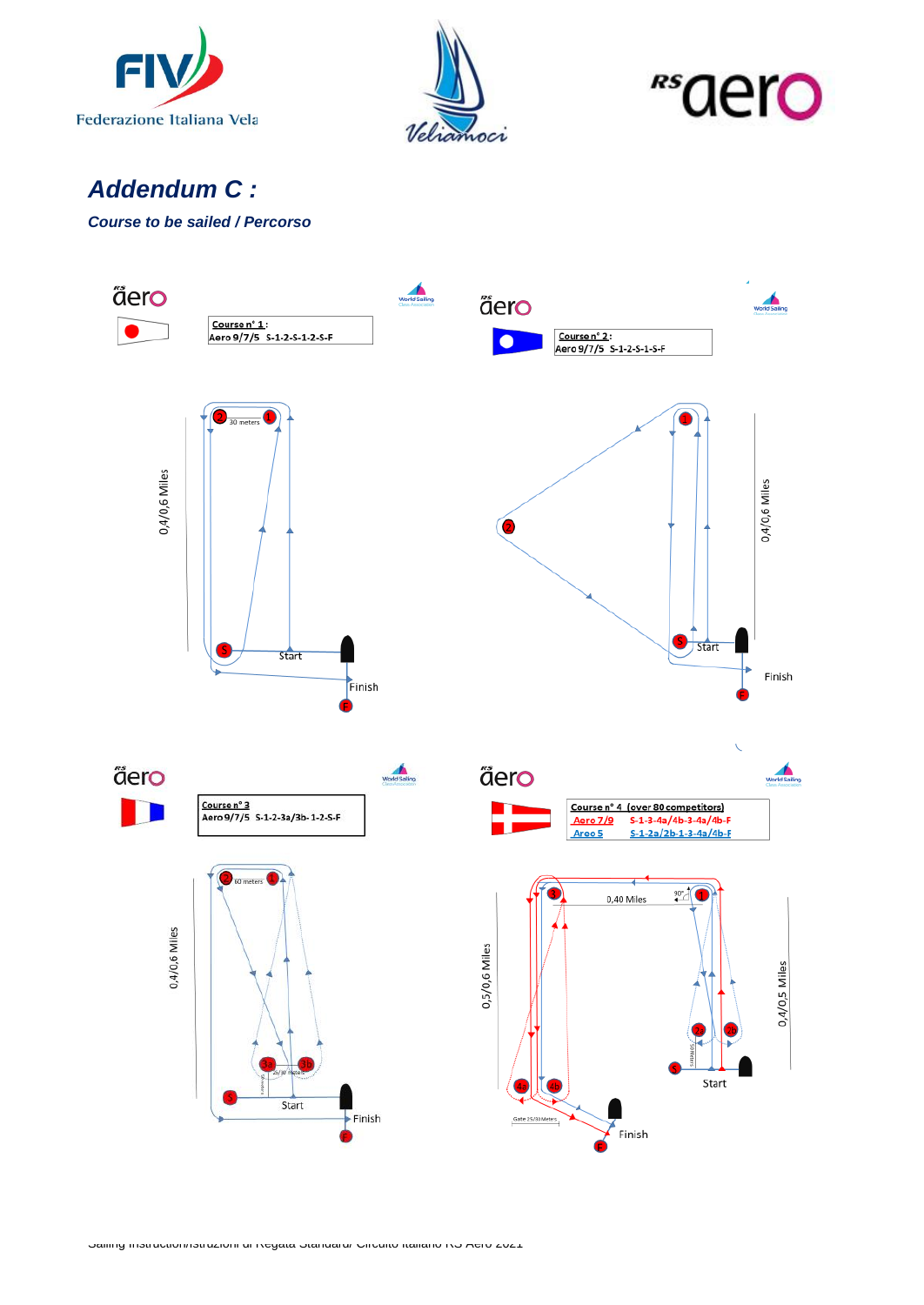Federazione Italiana Vela

Veliamoci

RS aero

# Addendum C :

***Course to be sailed / Percorso***

RS aero

World Sailing

**Course n° 1** :
Aero 9/7/5 S-1-2-S-1-2-S-F

30 meters

0,4/0,6 Miles

Start

Finish

RS aero

World Sailing

**Course n° 2** :
Aero 9/7/5 S-1-2-S-1-S-F

0,4/0,6 Miles

Start

Finish

RS aero

World Sailing

**Course n° 3**
Aero 9/7/5 S-1-2-3a/3b-1-2-S-F

60 meters

0,4/0,6 Miles

25/30 meters

Start

Finish

RS aero

World Sailing

**Course n° 4 (over 80 competitors)**
Aero 7/9 S-1-3-4a/4b-3-4a/4b-F
Areo 5 S-1-2a/2b-1-3-4a/4b-F

0,40 Miles

90°

0,5/0,6 Miles

0,4/0,5 Miles

Start

Gate 25/30 Meters

Finish